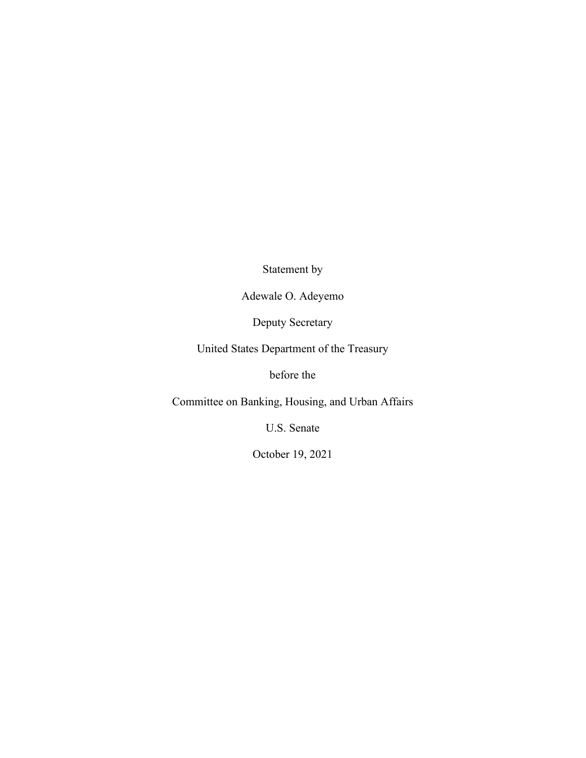Statement by

Adewale O. Adeyemo

Deputy Secretary

United States Department of the Treasury

before the

Committee on Banking, Housing, and Urban Affairs

U.S. Senate

October 19, 2021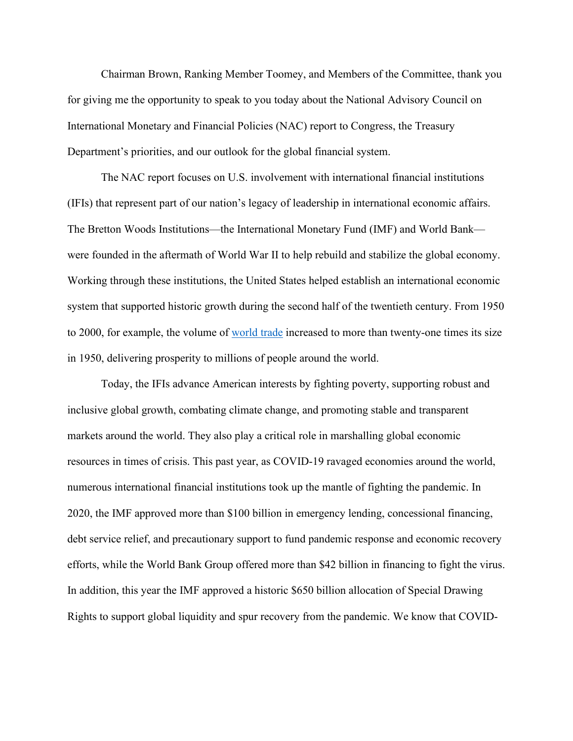Chairman Brown, Ranking Member Toomey, and Members of the Committee, thank you for giving me the opportunity to speak to you today about the National Advisory Council on International Monetary and Financial Policies (NAC) report to Congress, the Treasury Department's priorities, and our outlook for the global financial system.

The NAC report focuses on U.S. involvement with international financial institutions (IFIs) that represent part of our nation's legacy of leadership in international economic affairs. The Bretton Woods Institutions—the International Monetary Fund (IMF) and World Bank—were founded in the aftermath of World War II to help rebuild and stabilize the global economy. Working through these institutions, the United States helped establish an international economic system that supported historic growth during the second half of the twentieth century. From 1950 to 2000, for example, the volume of world trade increased to more than twenty-one times its size in 1950, delivering prosperity to millions of people around the world.

Today, the IFIs advance American interests by fighting poverty, supporting robust and inclusive global growth, combating climate change, and promoting stable and transparent markets around the world. They also play a critical role in marshalling global economic resources in times of crisis. This past year, as COVID-19 ravaged economies around the world, numerous international financial institutions took up the mantle of fighting the pandemic. In 2020, the IMF approved more than $100 billion in emergency lending, concessional financing, debt service relief, and precautionary support to fund pandemic response and economic recovery efforts, while the World Bank Group offered more than $42 billion in financing to fight the virus. In addition, this year the IMF approved a historic $650 billion allocation of Special Drawing Rights to support global liquidity and spur recovery from the pandemic. We know that COVID-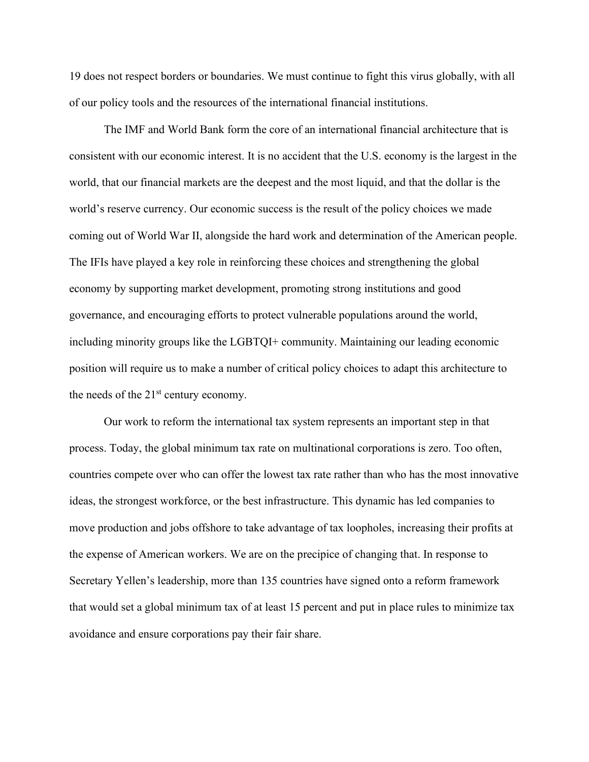19 does not respect borders or boundaries. We must continue to fight this virus globally, with all of our policy tools and the resources of the international financial institutions.

The IMF and World Bank form the core of an international financial architecture that is consistent with our economic interest. It is no accident that the U.S. economy is the largest in the world, that our financial markets are the deepest and the most liquid, and that the dollar is the world's reserve currency. Our economic success is the result of the policy choices we made coming out of World War II, alongside the hard work and determination of the American people. The IFIs have played a key role in reinforcing these choices and strengthening the global economy by supporting market development, promoting strong institutions and good governance, and encouraging efforts to protect vulnerable populations around the world, including minority groups like the LGBTQI+ community. Maintaining our leading economic position will require us to make a number of critical policy choices to adapt this architecture to the needs of the 21st century economy.

Our work to reform the international tax system represents an important step in that process. Today, the global minimum tax rate on multinational corporations is zero. Too often, countries compete over who can offer the lowest tax rate rather than who has the most innovative ideas, the strongest workforce, or the best infrastructure. This dynamic has led companies to move production and jobs offshore to take advantage of tax loopholes, increasing their profits at the expense of American workers. We are on the precipice of changing that. In response to Secretary Yellen's leadership, more than 135 countries have signed onto a reform framework that would set a global minimum tax of at least 15 percent and put in place rules to minimize tax avoidance and ensure corporations pay their fair share.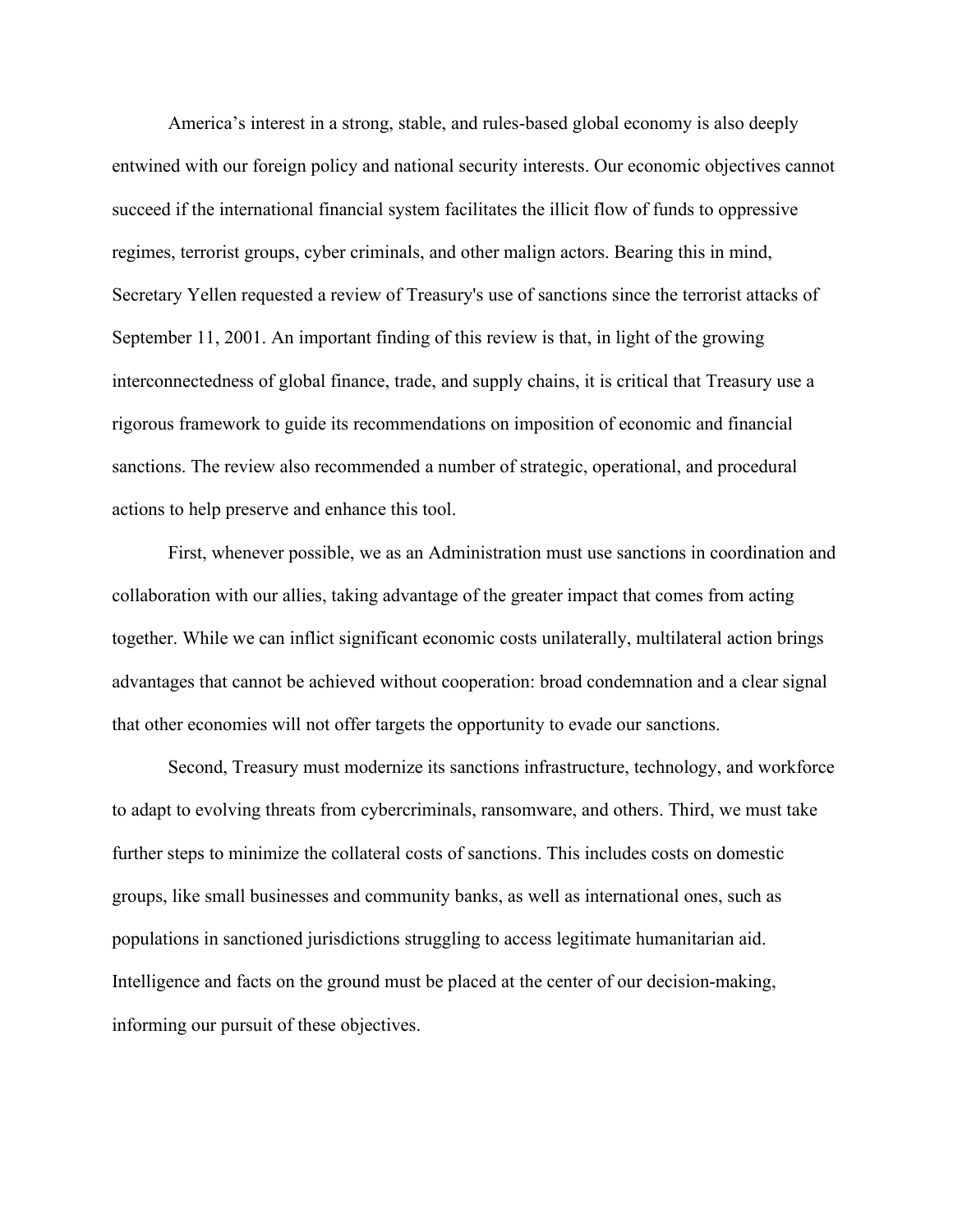America's interest in a strong, stable, and rules-based global economy is also deeply entwined with our foreign policy and national security interests. Our economic objectives cannot succeed if the international financial system facilitates the illicit flow of funds to oppressive regimes, terrorist groups, cyber criminals, and other malign actors. Bearing this in mind, Secretary Yellen requested a review of Treasury's use of sanctions since the terrorist attacks of September 11, 2001. An important finding of this review is that, in light of the growing interconnectedness of global finance, trade, and supply chains, it is critical that Treasury use a rigorous framework to guide its recommendations on imposition of economic and financial sanctions. The review also recommended a number of strategic, operational, and procedural actions to help preserve and enhance this tool.

First, whenever possible, we as an Administration must use sanctions in coordination and collaboration with our allies, taking advantage of the greater impact that comes from acting together. While we can inflict significant economic costs unilaterally, multilateral action brings advantages that cannot be achieved without cooperation: broad condemnation and a clear signal that other economies will not offer targets the opportunity to evade our sanctions.

Second, Treasury must modernize its sanctions infrastructure, technology, and workforce to adapt to evolving threats from cybercriminals, ransomware, and others. Third, we must take further steps to minimize the collateral costs of sanctions. This includes costs on domestic groups, like small businesses and community banks, as well as international ones, such as populations in sanctioned jurisdictions struggling to access legitimate humanitarian aid. Intelligence and facts on the ground must be placed at the center of our decision-making, informing our pursuit of these objectives.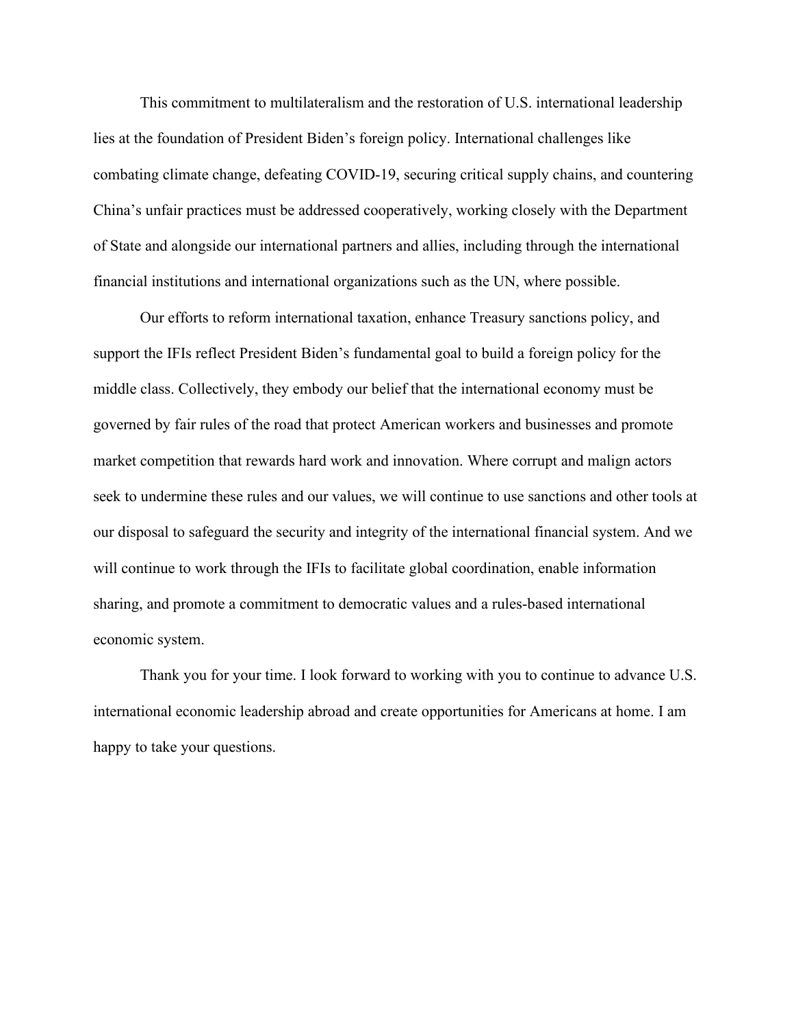This commitment to multilateralism and the restoration of U.S. international leadership lies at the foundation of President Biden's foreign policy. International challenges like combating climate change, defeating COVID-19, securing critical supply chains, and countering China's unfair practices must be addressed cooperatively, working closely with the Department of State and alongside our international partners and allies, including through the international financial institutions and international organizations such as the UN, where possible.

Our efforts to reform international taxation, enhance Treasury sanctions policy, and support the IFIs reflect President Biden's fundamental goal to build a foreign policy for the middle class. Collectively, they embody our belief that the international economy must be governed by fair rules of the road that protect American workers and businesses and promote market competition that rewards hard work and innovation. Where corrupt and malign actors seek to undermine these rules and our values, we will continue to use sanctions and other tools at our disposal to safeguard the security and integrity of the international financial system. And we will continue to work through the IFIs to facilitate global coordination, enable information sharing, and promote a commitment to democratic values and a rules-based international economic system.

Thank you for your time. I look forward to working with you to continue to advance U.S. international economic leadership abroad and create opportunities for Americans at home. I am happy to take your questions.